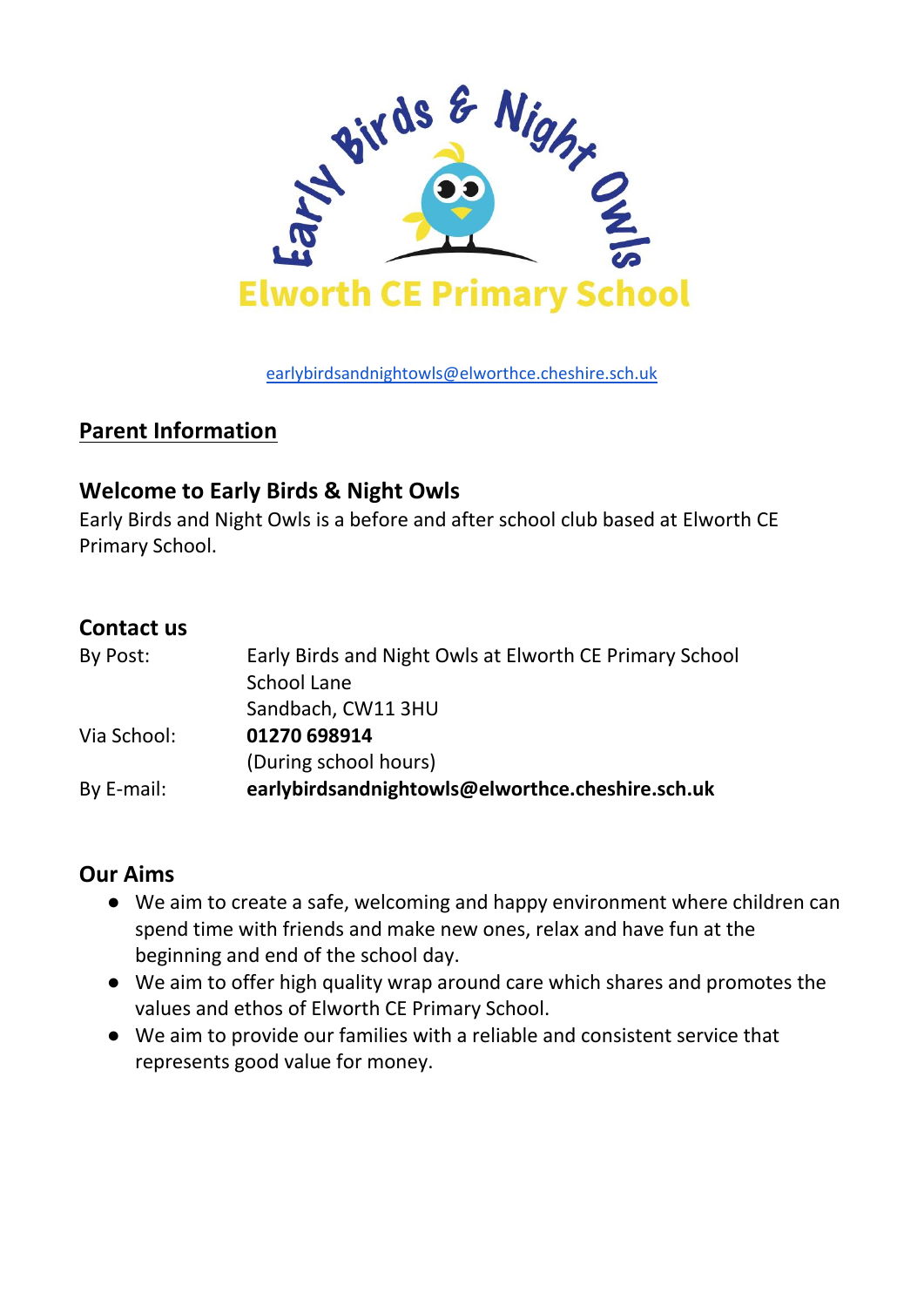Early Birds & Night Owls

Elworth CE Primary School

earlybirdsandnightowls@elworthce.cheshire.sch.uk

## Parent Information

### Welcome to Early Birds & Night Owls

Early Birds and Night Owls is a before and after school club based at Elworth CE Primary School.

### Contact us

| | |
|---|---|
| By Post: | Early Birds and Night Owls at Elworth CE Primary School<br>School Lane<br>Sandbach, CW11 3HU |
| Via School: | **01270 698914**<br>(During school hours) |
| By E-mail: | **earlybirdsandnightowls@elworthce.cheshire.sch.uk** |

### Our Aims

- We aim to create a safe, welcoming and happy environment where children can spend time with friends and make new ones, relax and have fun at the beginning and end of the school day.
- We aim to offer high quality wrap around care which shares and promotes the values and ethos of Elworth CE Primary School.
- We aim to provide our families with a reliable and consistent service that represents good value for money.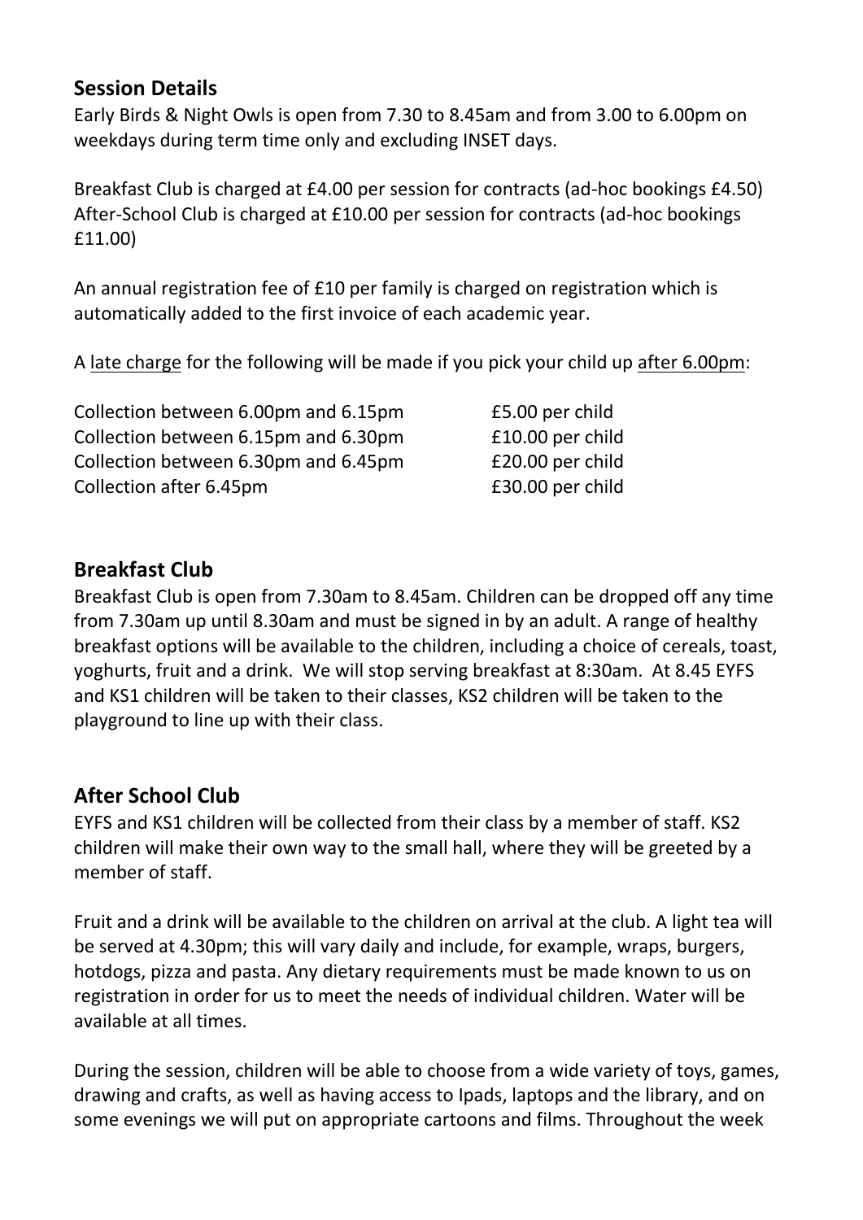## Session Details

Early Birds & Night Owls is open from 7.30 to 8.45am and from 3.00 to 6.00pm on weekdays during term time only and excluding INSET days.

Breakfast Club is charged at £4.00 per session for contracts (ad-hoc bookings £4.50)
After-School Club is charged at £10.00 per session for contracts (ad-hoc bookings £11.00)

An annual registration fee of £10 per family is charged on registration which is automatically added to the first invoice of each academic year.

A <u>late charge</u> for the following will be made if you pick your child up <u>after 6.00pm</u>:

| | |
|---|---|
| Collection between 6.00pm and 6.15pm | £5.00 per child |
| Collection between 6.15pm and 6.30pm | £10.00 per child |
| Collection between 6.30pm and 6.45pm | £20.00 per child |
| Collection after 6.45pm | £30.00 per child |

## Breakfast Club

Breakfast Club is open from 7.30am to 8.45am. Children can be dropped off any time from 7.30am up until 8.30am and must be signed in by an adult. A range of healthy breakfast options will be available to the children, including a choice of cereals, toast, yoghurts, fruit and a drink. We will stop serving breakfast at 8:30am. At 8.45 EYFS and KS1 children will be taken to their classes, KS2 children will be taken to the playground to line up with their class.

## After School Club

EYFS and KS1 children will be collected from their class by a member of staff. KS2 children will make their own way to the small hall, where they will be greeted by a member of staff.

Fruit and a drink will be available to the children on arrival at the club. A light tea will be served at 4.30pm; this will vary daily and include, for example, wraps, burgers, hotdogs, pizza and pasta. Any dietary requirements must be made known to us on registration in order for us to meet the needs of individual children. Water will be available at all times.

During the session, children will be able to choose from a wide variety of toys, games, drawing and crafts, as well as having access to Ipads, laptops and the library, and on some evenings we will put on appropriate cartoons and films. Throughout the week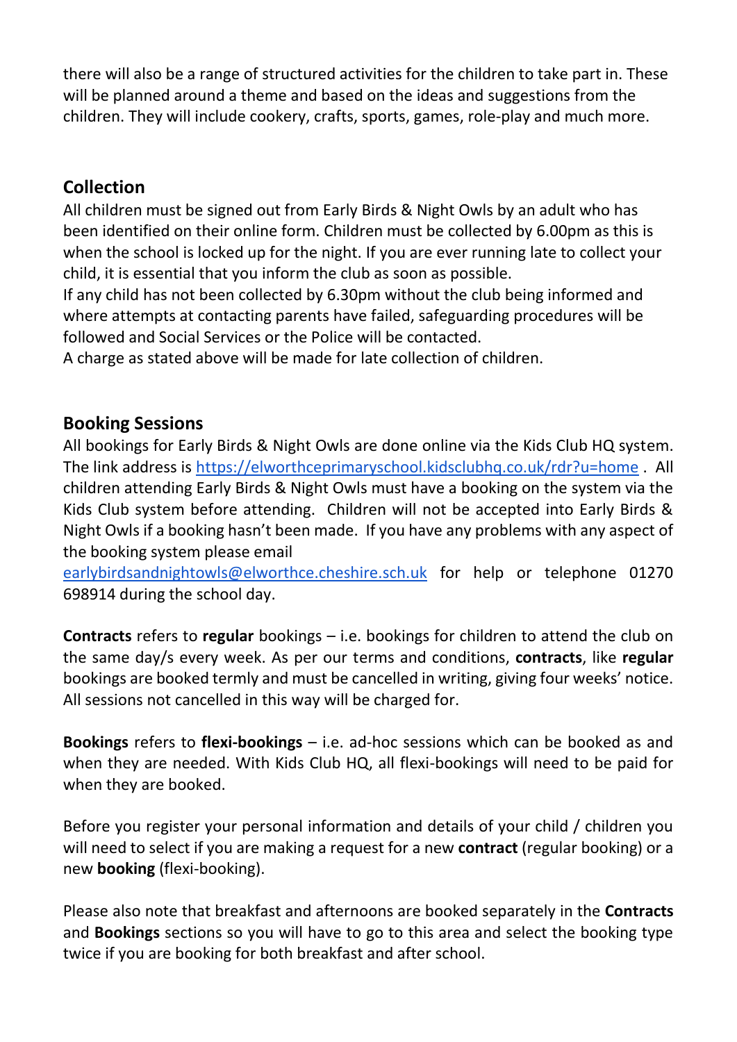there will also be a range of structured activities for the children to take part in. These will be planned around a theme and based on the ideas and suggestions from the children. They will include cookery, crafts, sports, games, role-play and much more.

## Collection

All children must be signed out from Early Birds & Night Owls by an adult who has been identified on their online form. Children must be collected by 6.00pm as this is when the school is locked up for the night. If you are ever running late to collect your child, it is essential that you inform the club as soon as possible.

If any child has not been collected by 6.30pm without the club being informed and where attempts at contacting parents have failed, safeguarding procedures will be followed and Social Services or the Police will be contacted.

A charge as stated above will be made for late collection of children.

## Booking Sessions

All bookings for Early Birds & Night Owls are done online via the Kids Club HQ system. The link address is https://elworthceprimaryschool.kidsclubhq.co.uk/rdr?u=home . All children attending Early Birds & Night Owls must have a booking on the system via the Kids Club system before attending. Children will not be accepted into Early Birds & Night Owls if a booking hasn't been made. If you have any problems with any aspect of the booking system please email earlybirdsandnightowls@elworthce.cheshire.sch.uk for help or telephone 01270 698914 during the school day.

**Contracts** refers to **regular** bookings – i.e. bookings for children to attend the club on the same day/s every week. As per our terms and conditions, **contracts**, like **regular** bookings are booked termly and must be cancelled in writing, giving four weeks' notice. All sessions not cancelled in this way will be charged for.

**Bookings** refers to **flexi-bookings** – i.e. ad-hoc sessions which can be booked as and when they are needed. With Kids Club HQ, all flexi-bookings will need to be paid for when they are booked.

Before you register your personal information and details of your child / children you will need to select if you are making a request for a new **contract** (regular booking) or a new **booking** (flexi-booking).

Please also note that breakfast and afternoons are booked separately in the **Contracts** and **Bookings** sections so you will have to go to this area and select the booking type twice if you are booking for both breakfast and after school.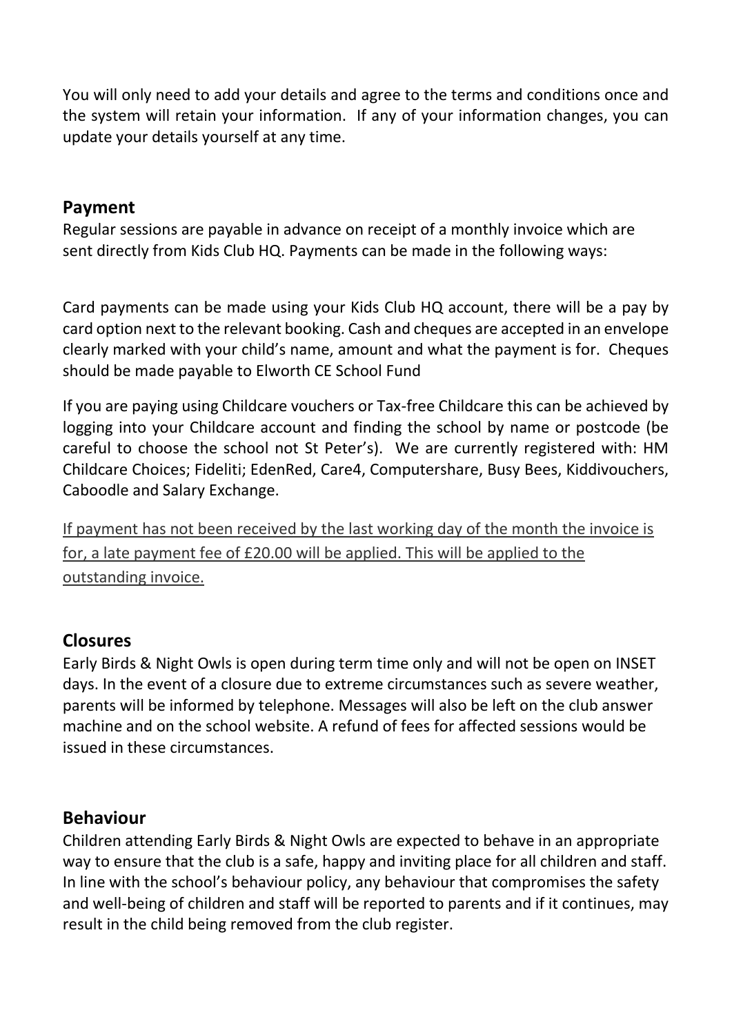You will only need to add your details and agree to the terms and conditions once and the system will retain your information. If any of your information changes, you can update your details yourself at any time.

## Payment

Regular sessions are payable in advance on receipt of a monthly invoice which are sent directly from Kids Club HQ. Payments can be made in the following ways:

Card payments can be made using your Kids Club HQ account, there will be a pay by card option next to the relevant booking. Cash and cheques are accepted in an envelope clearly marked with your child's name, amount and what the payment is for. Cheques should be made payable to Elworth CE School Fund

If you are paying using Childcare vouchers or Tax-free Childcare this can be achieved by logging into your Childcare account and finding the school by name or postcode (be careful to choose the school not St Peter's). We are currently registered with: HM Childcare Choices; Fideliti; EdenRed, Care4, Computershare, Busy Bees, Kiddivouchers, Caboodle and Salary Exchange.

<u>If payment has not been received by the last working day of the month the invoice is for, a late payment fee of £20.00 will be applied. This will be applied to the outstanding invoice.</u>

## Closures

Early Birds & Night Owls is open during term time only and will not be open on INSET days. In the event of a closure due to extreme circumstances such as severe weather, parents will be informed by telephone. Messages will also be left on the club answer machine and on the school website. A refund of fees for affected sessions would be issued in these circumstances.

## Behaviour

Children attending Early Birds & Night Owls are expected to behave in an appropriate way to ensure that the club is a safe, happy and inviting place for all children and staff. In line with the school's behaviour policy, any behaviour that compromises the safety and well-being of children and staff will be reported to parents and if it continues, may result in the child being removed from the club register.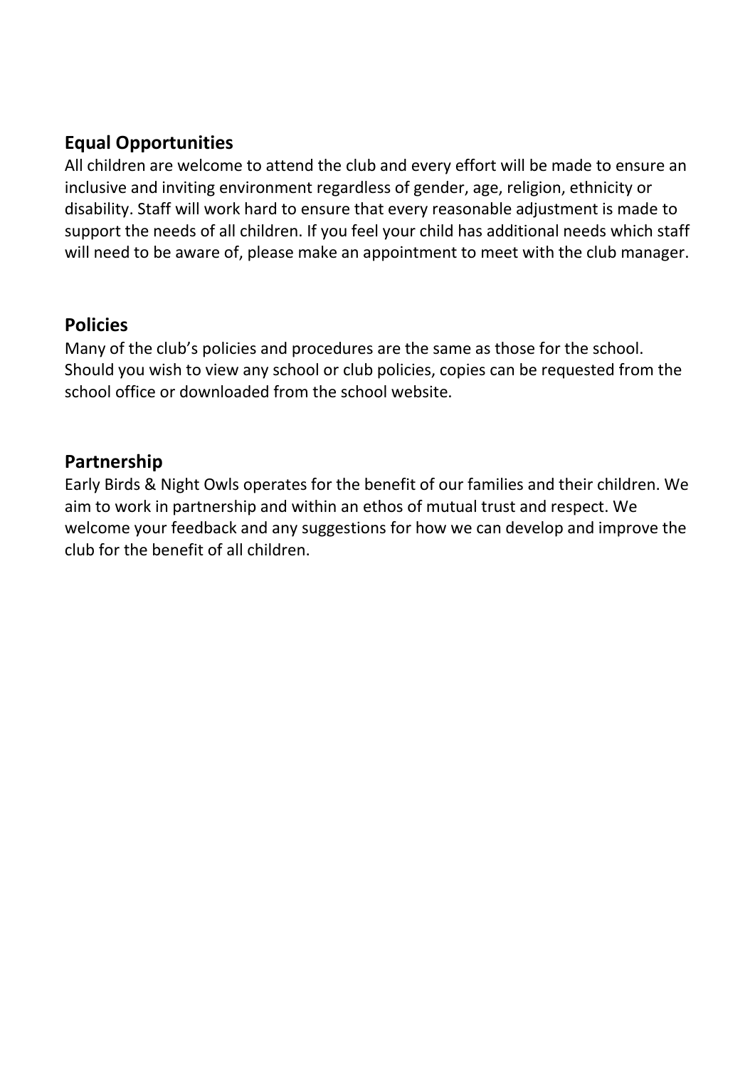## Equal Opportunities

All children are welcome to attend the club and every effort will be made to ensure an inclusive and inviting environment regardless of gender, age, religion, ethnicity or disability. Staff will work hard to ensure that every reasonable adjustment is made to support the needs of all children. If you feel your child has additional needs which staff will need to be aware of, please make an appointment to meet with the club manager.

## Policies

Many of the club's policies and procedures are the same as those for the school. Should you wish to view any school or club policies, copies can be requested from the school office or downloaded from the school website.

## Partnership

Early Birds & Night Owls operates for the benefit of our families and their children. We aim to work in partnership and within an ethos of mutual trust and respect. We welcome your feedback and any suggestions for how we can develop and improve the club for the benefit of all children.